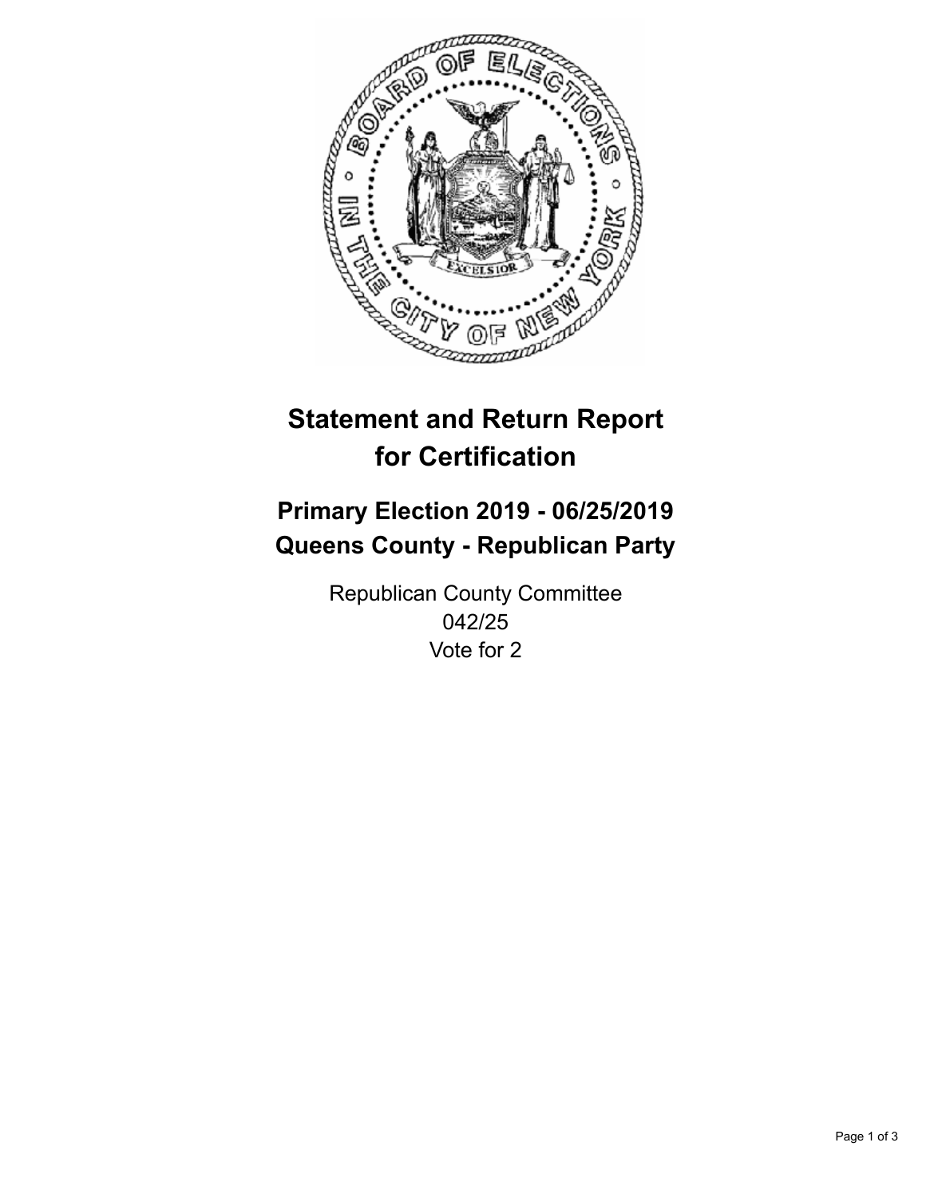# Statement and Return Report for Certification

## Primary Election 2019 - 06/25/2019
## Queens County - Republican Party

Republican County Committee
042/25
Vote for 2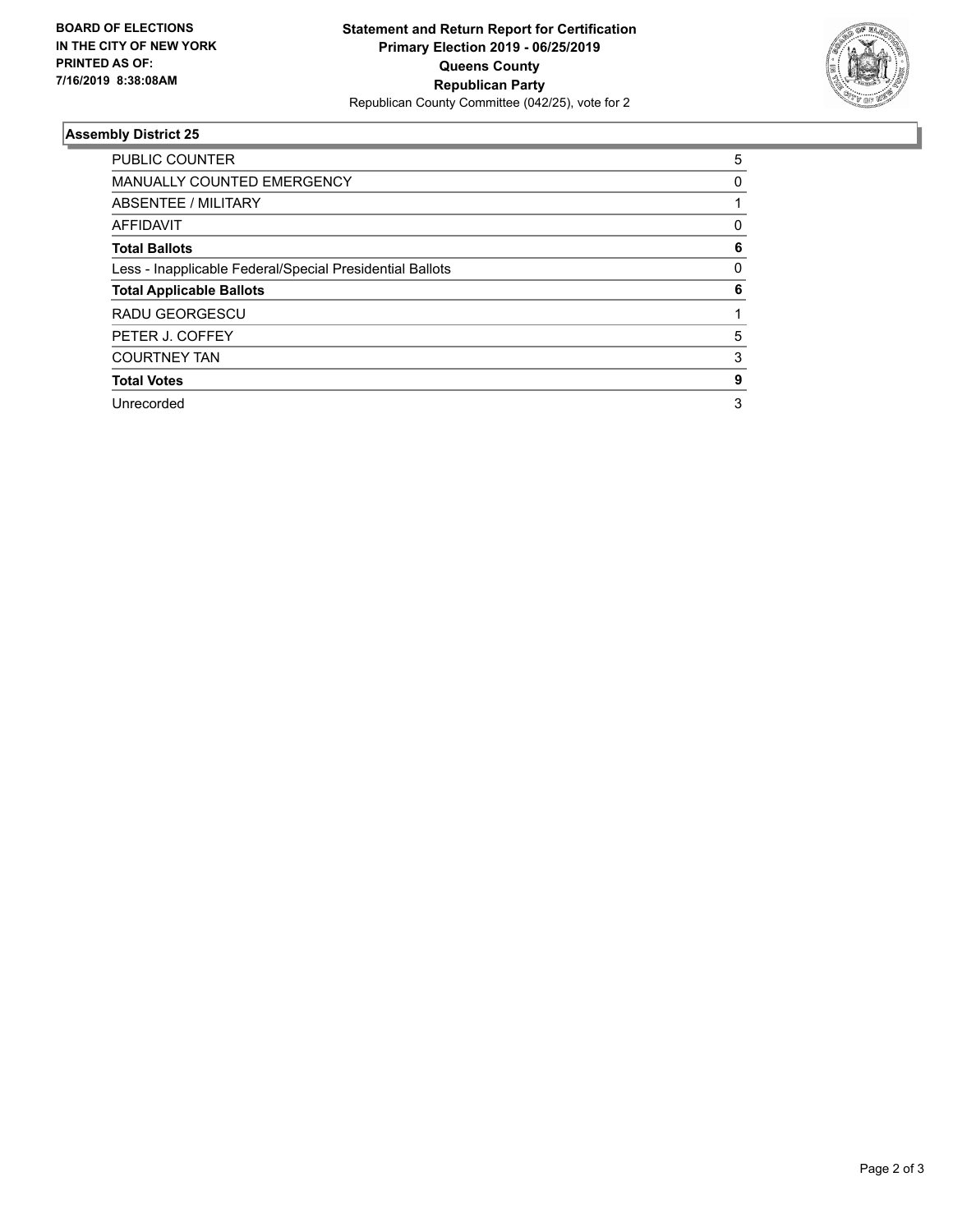**BOARD OF ELECTIONS IN THE CITY OF NEW YORK PRINTED AS OF: 7/16/2019 8:38:08AM**

**Statement and Return Report for Certification**
**Primary Election 2019 - 06/25/2019**
**Queens County**
**Republican Party**
Republican County Committee (042/25), vote for 2

### Assembly District 25

| | |
|---|---|
| PUBLIC COUNTER | 5 |
| MANUALLY COUNTED EMERGENCY | 0 |
| ABSENTEE / MILITARY | 1 |
| AFFIDAVIT | 0 |
| **Total Ballots** | **6** |
| Less - Inapplicable Federal/Special Presidential Ballots | 0 |
| **Total Applicable Ballots** | **6** |
| RADU GEORGESCU | 1 |
| PETER J. COFFEY | 5 |
| COURTNEY TAN | 3 |
| **Total Votes** | **9** |
| Unrecorded | 3 |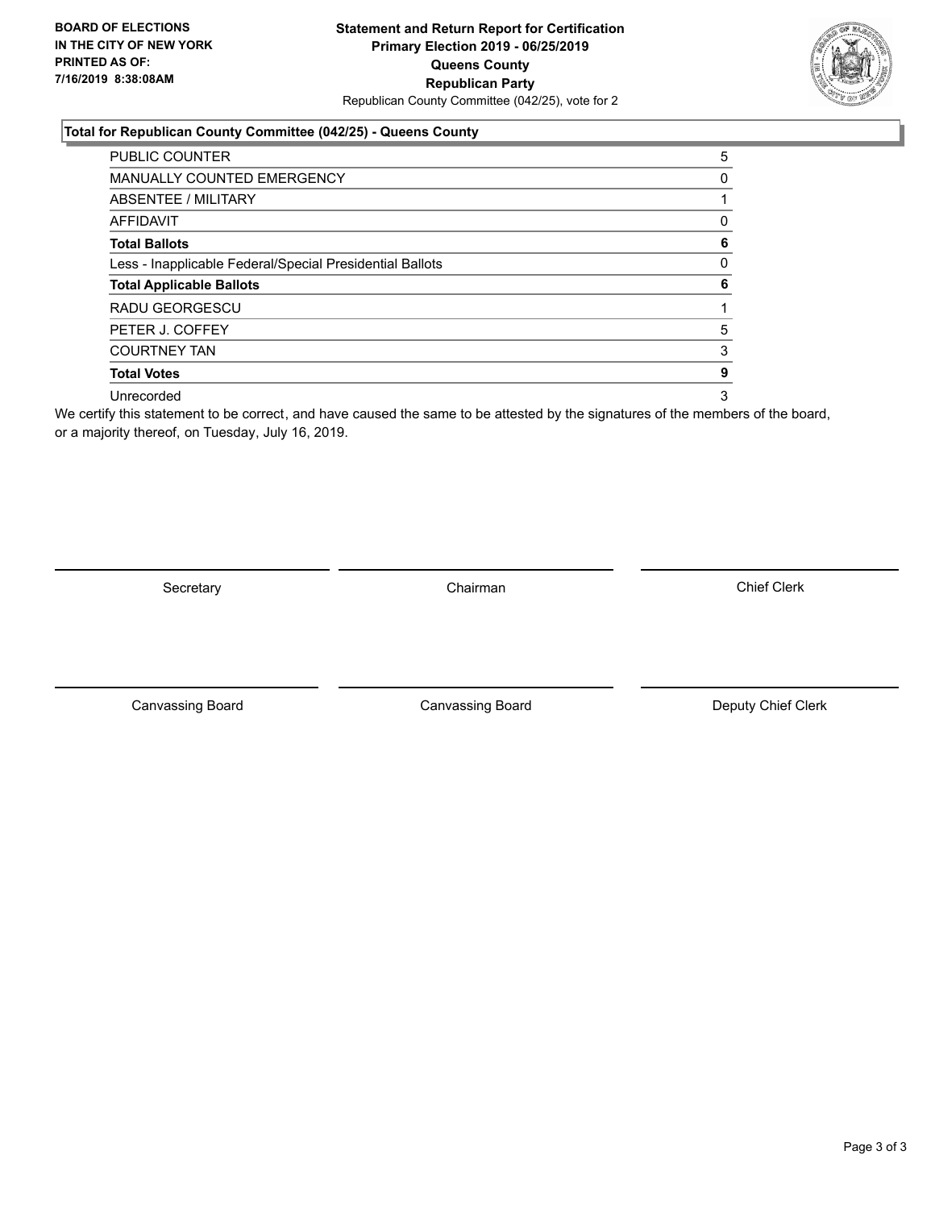**BOARD OF ELECTIONS IN THE CITY OF NEW YORK PRINTED AS OF: 7/16/2019 8:38:08AM**

**Statement and Return Report for Certification**
**Primary Election 2019 - 06/25/2019**
**Queens County**
**Republican Party**
Republican County Committee (042/25), vote for 2

### Total for Republican County Committee (042/25) - Queens County

| | |
|---|---|
| PUBLIC COUNTER | 5 |
| MANUALLY COUNTED EMERGENCY | 0 |
| ABSENTEE / MILITARY | 1 |
| AFFIDAVIT | 0 |
| **Total Ballots** | **6** |
| Less - Inapplicable Federal/Special Presidential Ballots | 0 |
| **Total Applicable Ballots** | **6** |
| RADU GEORGESCU | 1 |
| PETER J. COFFEY | 5 |
| COURTNEY TAN | 3 |
| **Total Votes** | **9** |
| Unrecorded | 3 |

We certify this statement to be correct, and have caused the same to be attested by the signatures of the members of the board, or a majority thereof, on Tuesday, July 16, 2019.

Secretary

Chairman

Chief Clerk

Canvassing Board

Canvassing Board

Deputy Chief Clerk